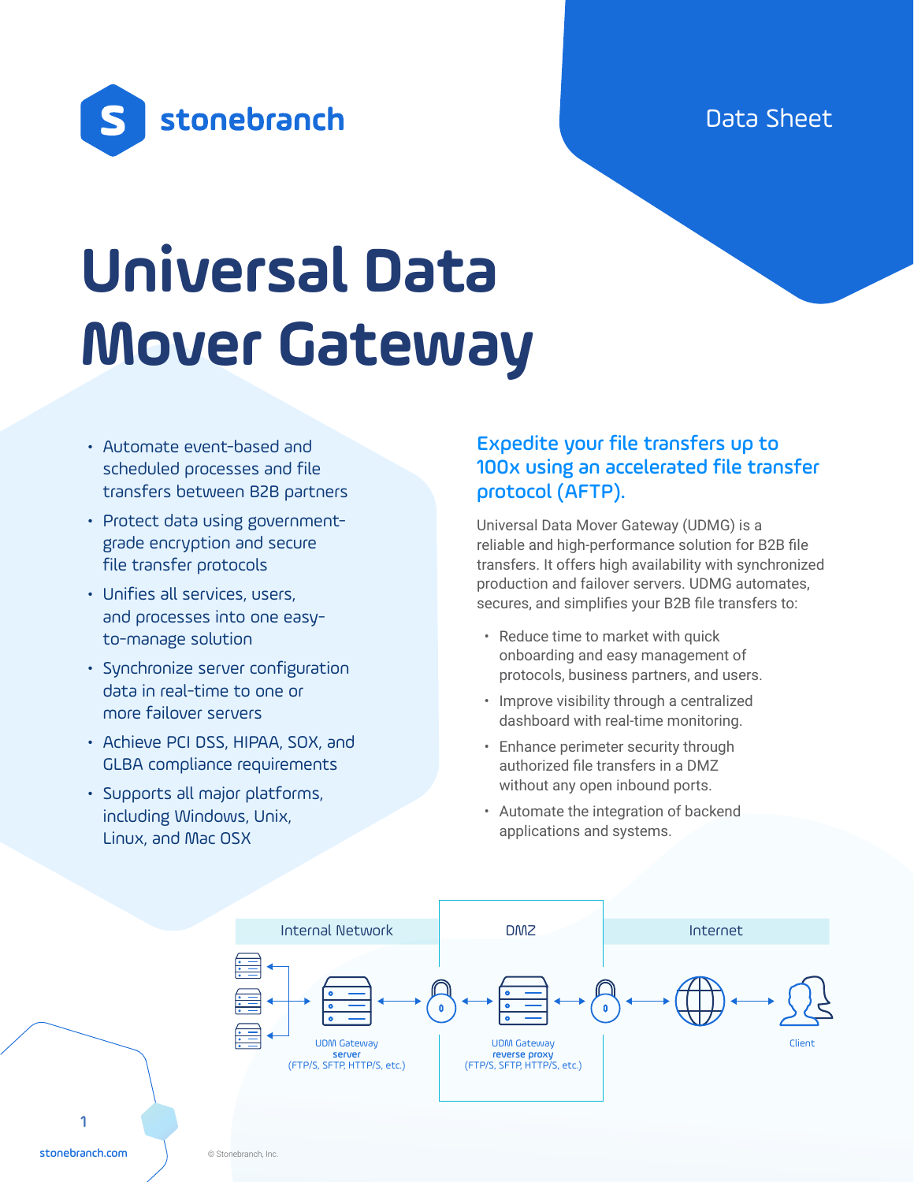stonebranch

Data Sheet

# Universal Data Mover Gateway

- Automate event-based and scheduled processes and file transfers between B2B partners
- Protect data using government-grade encryption and secure file transfer protocols
- Unifies all services, users, and processes into one easy-to-manage solution
- Synchronize server configuration data in real-time to one or more failover servers
- Achieve PCI DSS, HIPAA, SOX, and GLBA compliance requirements
- Supports all major platforms, including Windows, Unix, Linux, and Mac OSX

## Expedite your file transfers up to 100x using an accelerated file transfer protocol (AFTP).

Universal Data Mover Gateway (UDMG) is a reliable and high-performance solution for B2B file transfers. It offers high availability with synchronized production and failover servers. UDMG automates, secures, and simplifies your B2B file transfers to:

- Reduce time to market with quick onboarding and easy management of protocols, business partners, and users.
- Improve visibility through a centralized dashboard with real-time monitoring.
- Enhance perimeter security through authorized file transfers in a DMZ without any open inbound ports.
- Automate the integration of backend applications and systems.

Internal Network | DMZ | Internet

UDM Gateway **server** (FTP/S, SFTP, HTTP/S, etc.)

UDM Gateway **reverse proxy** (FTP/S, SFTP, HTTP/S, etc.)

Client

stonebranch.com

© Stonebranch, Inc.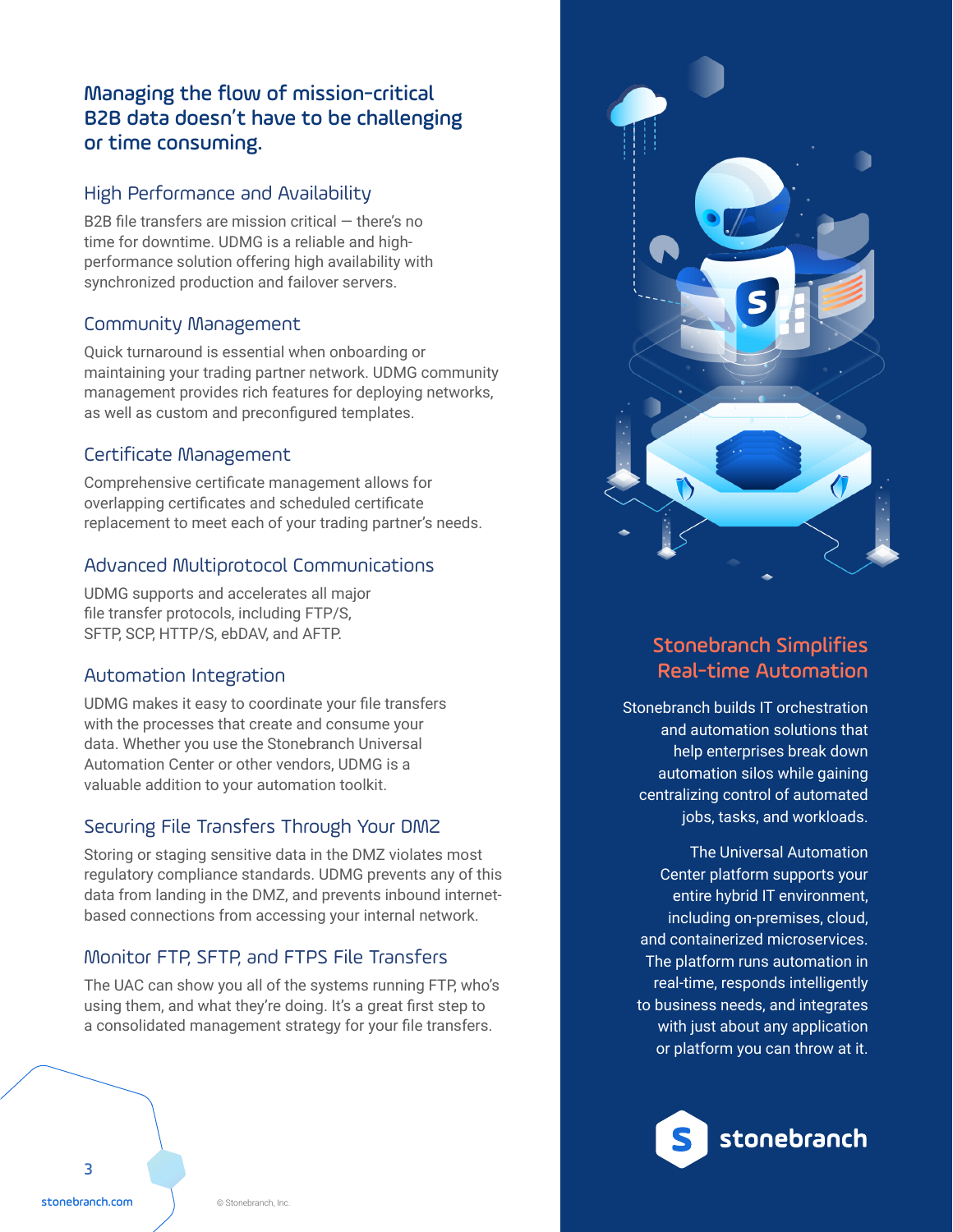# Managing the flow of mission-critical B2B data doesn't have to be challenging or time consuming.

## High Performance and Availability

B2B file transfers are mission critical — there's no time for downtime. UDMG is a reliable and high-performance solution offering high availability with synchronized production and failover servers.

## Community Management

Quick turnaround is essential when onboarding or maintaining your trading partner network. UDMG community management provides rich features for deploying networks, as well as custom and preconfigured templates.

## Certificate Management

Comprehensive certificate management allows for overlapping certificates and scheduled certificate replacement to meet each of your trading partner's needs.

## Advanced Multiprotocol Communications

UDMG supports and accelerates all major file transfer protocols, including FTP/S, SFTP, SCP, HTTP/S, ebDAV, and AFTP.

## Automation Integration

UDMG makes it easy to coordinate your file transfers with the processes that create and consume your data. Whether you use the Stonebranch Universal Automation Center or other vendors, UDMG is a valuable addition to your automation toolkit.

## Securing File Transfers Through Your DMZ

Storing or staging sensitive data in the DMZ violates most regulatory compliance standards. UDMG prevents any of this data from landing in the DMZ, and prevents inbound internet-based connections from accessing your internal network.

## Monitor FTP, SFTP, and FTPS File Transfers

The UAC can show you all of the systems running FTP, who's using them, and what they're doing. It's a great first step to a consolidated management strategy for your file transfers.

## Stonebranch Simplifies Real-time Automation

Stonebranch builds IT orchestration and automation solutions that help enterprises break down automation silos while gaining centralizing control of automated jobs, tasks, and workloads.

The Universal Automation Center platform supports your entire hybrid IT environment, including on-premises, cloud, and containerized microservices. The platform runs automation in real-time, responds intelligently to business needs, and integrates with just about any application or platform you can throw at it.

stonebranch

stonebranch.com

© Stonebranch, Inc.